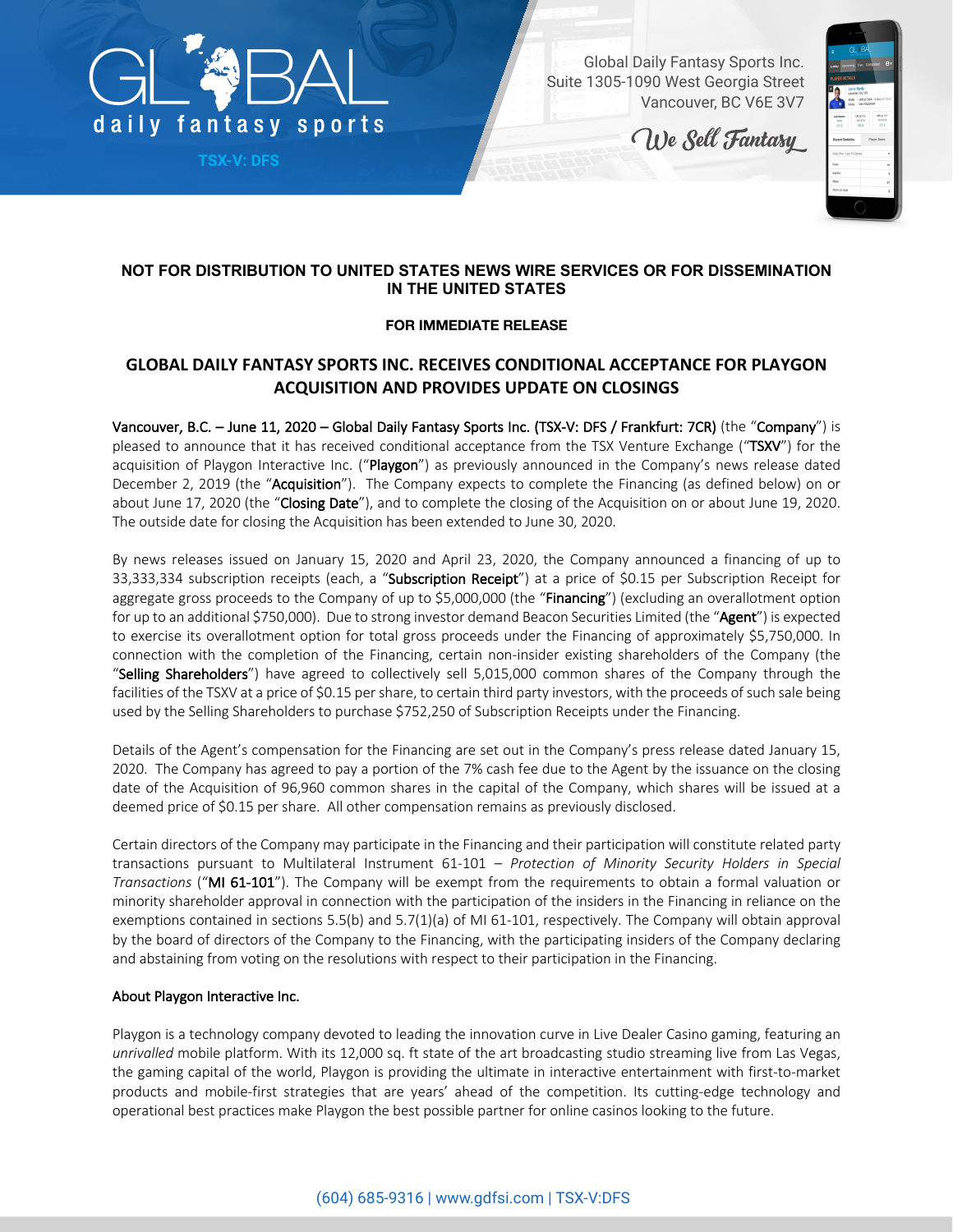GLOBAL daily fantasy sports

TSX-V: DFS

Global Daily Fantasy Sports Inc.
Suite 1305-1090 West Georgia Street
Vancouver, BC V6E 3V7

We Sell Fantasy

**NOT FOR DISTRIBUTION TO UNITED STATES NEWS WIRE SERVICES OR FOR DISSEMINATION IN THE UNITED STATES**

**FOR IMMEDIATE RELEASE**

# GLOBAL DAILY FANTASY SPORTS INC. RECEIVES CONDITIONAL ACCEPTANCE FOR PLAYGON ACQUISITION AND PROVIDES UPDATE ON CLOSINGS

Vancouver, B.C. – June 11, 2020 – Global Daily Fantasy Sports Inc. (TSX-V: DFS / Frankfurt: 7CR) (the "Company") is pleased to announce that it has received conditional acceptance from the TSX Venture Exchange ("TSXV") for the acquisition of Playgon Interactive Inc. ("Playgon") as previously announced in the Company's news release dated December 2, 2019 (the "Acquisition"). The Company expects to complete the Financing (as defined below) on or about June 17, 2020 (the "Closing Date"), and to complete the closing of the Acquisition on or about June 19, 2020. The outside date for closing the Acquisition has been extended to June 30, 2020.

By news releases issued on January 15, 2020 and April 23, 2020, the Company announced a financing of up to 33,333,334 subscription receipts (each, a "Subscription Receipt") at a price of $0.15 per Subscription Receipt for aggregate gross proceeds to the Company of up to $5,000,000 (the "Financing") (excluding an overallotment option for up to an additional $750,000). Due to strong investor demand Beacon Securities Limited (the "Agent") is expected to exercise its overallotment option for total gross proceeds under the Financing of approximately $5,750,000. In connection with the completion of the Financing, certain non-insider existing shareholders of the Company (the "Selling Shareholders") have agreed to collectively sell 5,015,000 common shares of the Company through the facilities of the TSXV at a price of $0.15 per share, to certain third party investors, with the proceeds of such sale being used by the Selling Shareholders to purchase $752,250 of Subscription Receipts under the Financing.

Details of the Agent's compensation for the Financing are set out in the Company's press release dated January 15, 2020. The Company has agreed to pay a portion of the 7% cash fee due to the Agent by the issuance on the closing date of the Acquisition of 96,960 common shares in the capital of the Company, which shares will be issued at a deemed price of $0.15 per share. All other compensation remains as previously disclosed.

Certain directors of the Company may participate in the Financing and their participation will constitute related party transactions pursuant to Multilateral Instrument 61-101 – *Protection of Minority Security Holders in Special Transactions* ("MI 61-101"). The Company will be exempt from the requirements to obtain a formal valuation or minority shareholder approval in connection with the participation of the insiders in the Financing in reliance on the exemptions contained in sections 5.5(b) and 5.7(1)(a) of MI 61-101, respectively. The Company will obtain approval by the board of directors of the Company to the Financing, with the participating insiders of the Company declaring and abstaining from voting on the resolutions with respect to their participation in the Financing.

## About Playgon Interactive Inc.

Playgon is a technology company devoted to leading the innovation curve in Live Dealer Casino gaming, featuring an *unrivalled* mobile platform. With its 12,000 sq. ft state of the art broadcasting studio streaming live from Las Vegas, the gaming capital of the world, Playgon is providing the ultimate in interactive entertainment with first-to-market products and mobile-first strategies that are years' ahead of the competition. Its cutting-edge technology and operational best practices make Playgon the best possible partner for online casinos looking to the future.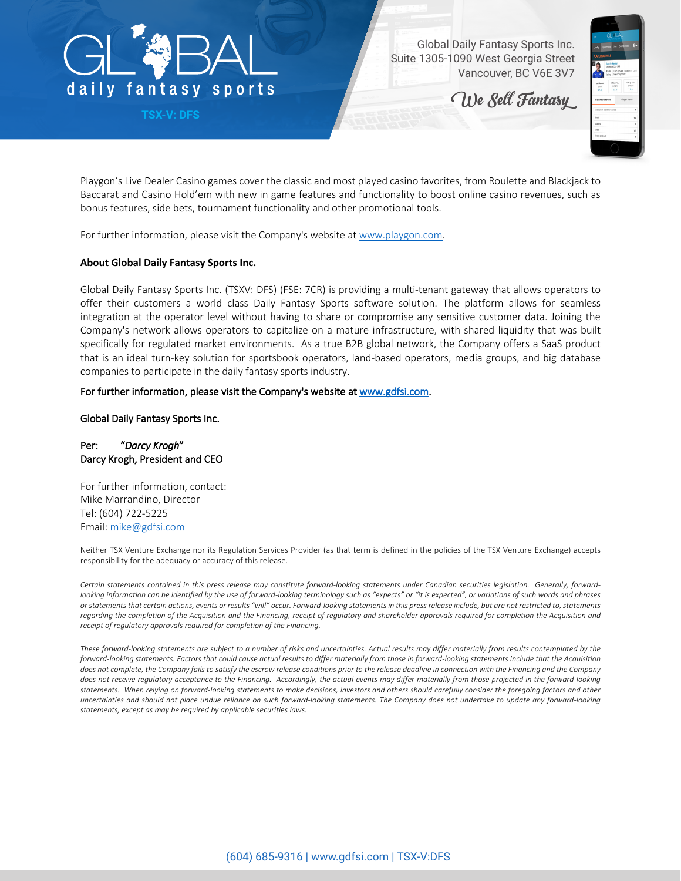Playgon's Live Dealer Casino games cover the classic and most played casino favorites, from Roulette and Blackjack to Baccarat and Casino Hold'em with new in game features and functionality to boost online casino revenues, such as bonus features, side bets, tournament functionality and other promotional tools.

For further information, please visit the Company's website at [www.playgon.com](http://www.playgon.com).

**About Global Daily Fantasy Sports Inc.**

Global Daily Fantasy Sports Inc. (TSXV: DFS) (FSE: 7CR) is providing a multi-tenant gateway that allows operators to offer their customers a world class Daily Fantasy Sports software solution. The platform allows for seamless integration at the operator level without having to share or compromise any sensitive customer data. Joining the Company's network allows operators to capitalize on a mature infrastructure, with shared liquidity that was built specifically for regulated market environments. As a true B2B global network, the Company offers a SaaS product that is an ideal turn-key solution for sportsbook operators, land-based operators, media groups, and big database companies to participate in the daily fantasy sports industry.

For further information, please visit the Company's website at [www.gdfsi.com](http://www.gdfsi.com).

Global Daily Fantasy Sports Inc.

Per: *"Darcy Krogh"*
Darcy Krogh, President and CEO

For further information, contact:
Mike Marrandino, Director
Tel: (604) 722-5225
Email: [mike@gdfsi.com](mailto:mike@gdfsi.com)

Neither TSX Venture Exchange nor its Regulation Services Provider (as that term is defined in the policies of the TSX Venture Exchange) accepts responsibility for the adequacy or accuracy of this release.

*Certain statements contained in this press release may constitute forward-looking statements under Canadian securities legislation. Generally, forward-looking information can be identified by the use of forward-looking terminology such as "expects" or "it is expected", or variations of such words and phrases or statements that certain actions, events or results "will" occur. Forward-looking statements in this press release include, but are not restricted to, statements regarding the completion of the Acquisition and the Financing, receipt of regulatory and shareholder approvals required for completion the Acquisition and receipt of regulatory approvals required for completion of the Financing.*

*These forward-looking statements are subject to a number of risks and uncertainties. Actual results may differ materially from results contemplated by the forward-looking statements. Factors that could cause actual results to differ materially from those in forward-looking statements include that the Acquisition does not complete, the Company fails to satisfy the escrow release conditions prior to the release deadline in connection with the Financing and the Company does not receive regulatory acceptance to the Financing. Accordingly, the actual events may differ materially from those projected in the forward-looking statements. When relying on forward-looking statements to make decisions, investors and others should carefully consider the foregoing factors and other uncertainties and should not place undue reliance on such forward-looking statements. The Company does not undertake to update any forward-looking statements, except as may be required by applicable securities laws.*